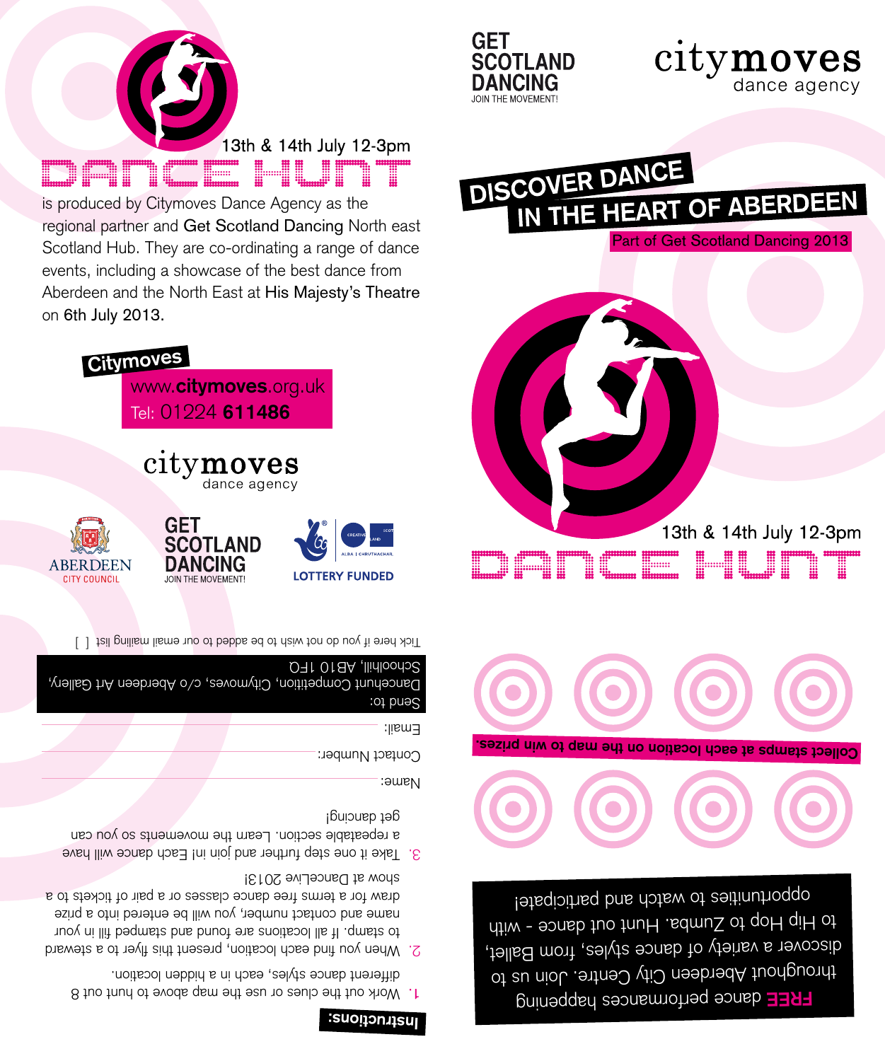13th & 14th July 12-3pm

# DANCE HUNT

is produced by Citymoves Dance Agency as the regional partner and Get Scotland Dancing North east Scotland Hub. They are co-ordinating a range of dance events, including a showcase of the best dance from Aberdeen and the North East at His Majesty's Theatre on 6th July 2013.

**Citymoves**

www.**citymoves**.org.uk
Tel: 01224 **611486**

citymoves dance agency

ABERDEEN CITY COUNCIL

GET SCOTLAND DANCING JOIN THE MOVEMENT!

LOTTERY FUNDED

**Instructions:**

1. Work out the clues or use the map above to hunt out 8 different dance styles, each in a hidden location.
2. When you find each location, present this flyer to a steward to stamp. If all locations are found and stamped fill in your name and contact number, you will be entered into a prize draw for a terms free dance classes or a pair of tickets to a show at DanceLive 2013!
3. Take it one step further and join in! Each dance will have a repeatable section. Learn the movements so you can get dancing!

Name:

Contact Number:

Email:

Send to:
Dancehunt Competition, Citymoves, c/o Aberdeen Art Gallery, Schoolhill, AB10 1FQ

Tick here if you do not wish to be added to our email mailing list [ ]

GET SCOTLAND DANCING JOIN THE MOVEMENT!

citymoves dance agency

## DISCOVER DANCE IN THE HEART OF ABERDEEN

Part of Get Scotland Dancing 2013

13th & 14th July 12-3pm

# DANCE HUNT

**Collect stamps at each location on the map to win prizes.**

**FREE** dance performances happening throughout Aberdeen City Centre. Join us to discover a variety of dance styles, from Ballet, to Hip Hop to Zumba. Hunt out dance - with opportunities to watch and participate!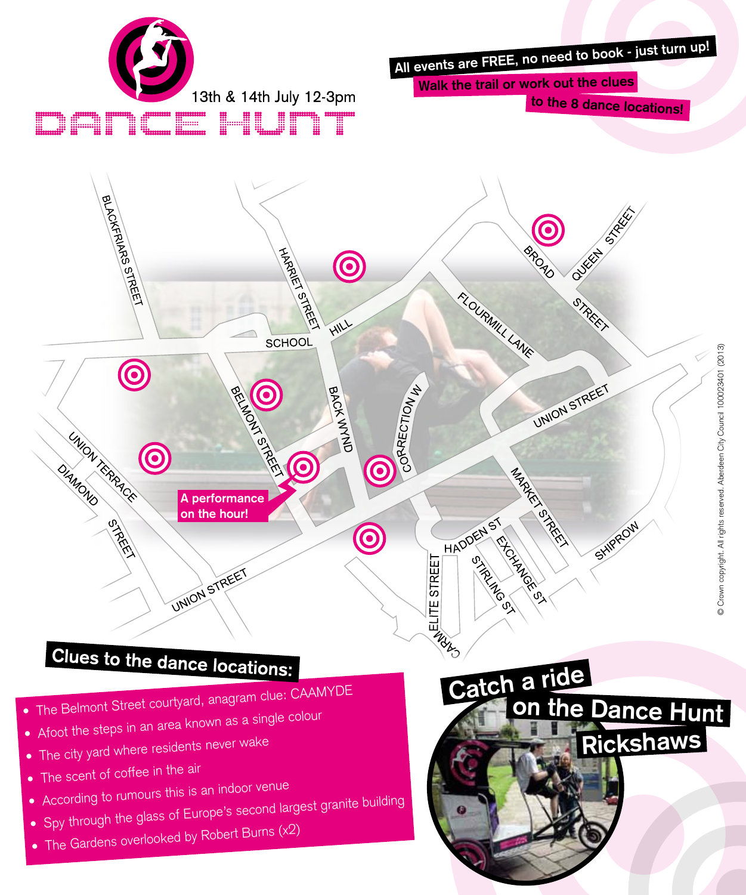13th & 14th July 12-3pm

# DANCE HUNT

All events are FREE, no need to book - just turn up!

Walk the trail or work out the clues to the 8 dance locations!

BLACKFRIARS STREET

HARRIET STREET

SCHOOL HILL

BROAD STREET

QUEEN STREET

FLOURMILL LANE

BELMONT STREET

BACK WYND

CORRECTION W

UNION STREET

UNION TERRACE

DIAMOND STREET

A performance on the hour!

MARKET STREET

HADDEN ST

EXCHANGE ST

STIRLING ST

CARMELITE STREET

SHIPROW

UNION STREET

© Crown copyright. All rights reserved. Aberdeen City Council 100023401 (2013)

## Clues to the dance locations:

- The Belmont Street courtyard, anagram clue: CAAMYDE
- Afoot the steps in an area known as a single colour
- The city yard where residents never wake
- The scent of coffee in the air
- According to rumours this is an indoor venue
- Spy through the glass of Europe's second largest granite building
- The Gardens overlooked by Robert Burns (x2)

## Catch a ride on the Dance Hunt Rickshaws